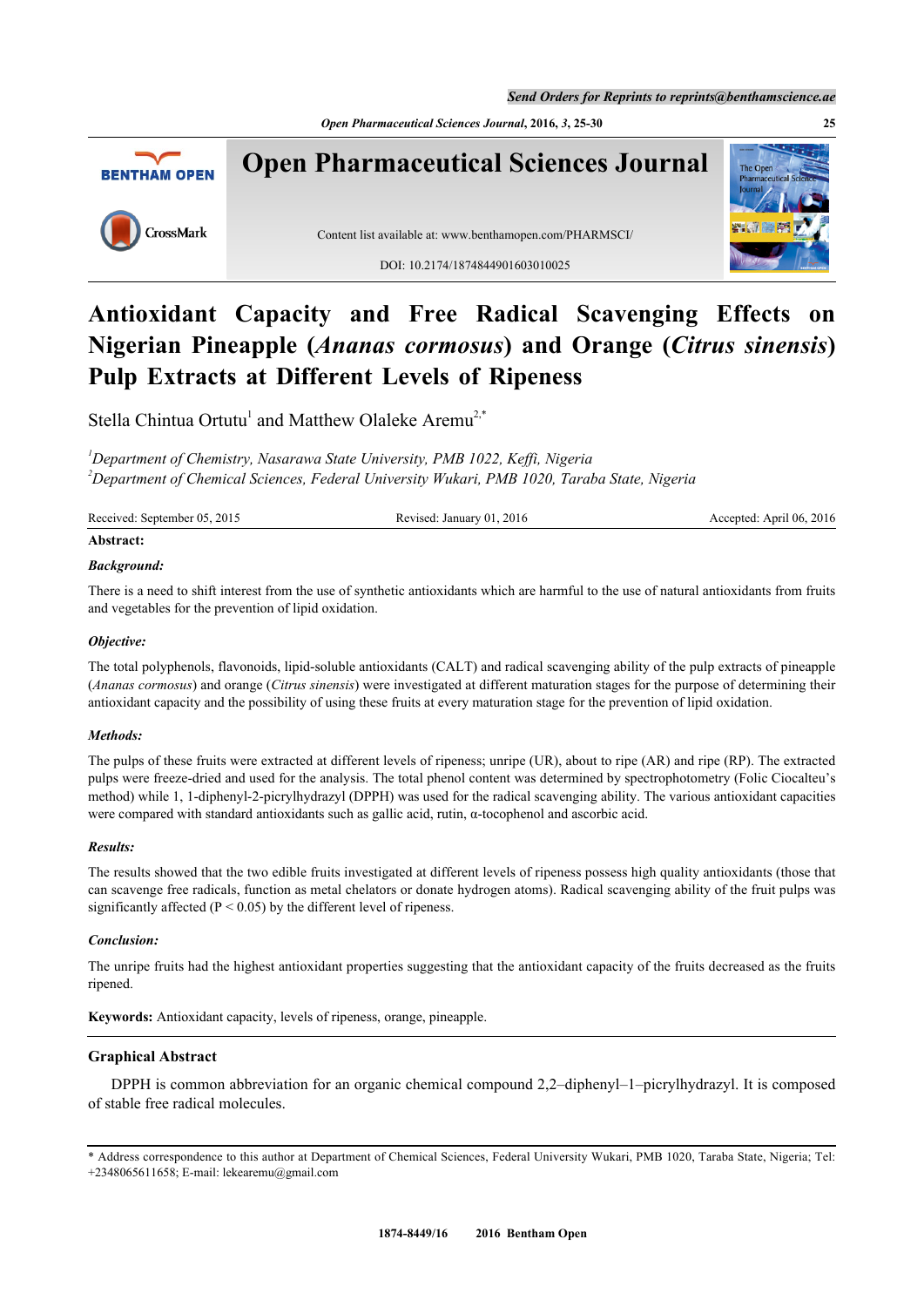# Antioxidant Capacity and Free Radical Scavenging Effects on Nigerian Pineapple (*Ananas cormosus*) and Orange (*Citrus sinensis*) Pulp Extracts at Different Levels of Ripeness

Stella Chintua Ortutu[1] and Matthew Olaleke Aremu[2,*]

[1]*Department of Chemistry, Nasarawa State University, PMB 1022, Keffi, Nigeria*
[2]*Department of Chemical Sciences, Federal University Wukari, PMB 1020, Taraba State, Nigeria*

Received: September 05, 2015 | Revised: January 01, 2016 | Accepted: April 06, 2016

**Abstract:**

***Background:***

There is a need to shift interest from the use of synthetic antioxidants which are harmful to the use of natural antioxidants from fruits and vegetables for the prevention of lipid oxidation.

***Objective:***

The total polyphenols, flavonoids, lipid-soluble antioxidants (CALT) and radical scavenging ability of the pulp extracts of pineapple (*Ananas cormosus*) and orange (*Citrus sinensis*) were investigated at different maturation stages for the purpose of determining their antioxidant capacity and the possibility of using these fruits at every maturation stage for the prevention of lipid oxidation.

***Methods:***

The pulps of these fruits were extracted at different levels of ripeness; unripe (UR), about to ripe (AR) and ripe (RP). The extracted pulps were freeze-dried and used for the analysis. The total phenol content was determined by spectrophotometry (Folic Ciocalteu's method) while 1, 1-diphenyl-2-picrylhydrazyl (DPPH) was used for the radical scavenging ability. The various antioxidant capacities were compared with standard antioxidants such as gallic acid, rutin, α-tocophenol and ascorbic acid.

***Results:***

The results showed that the two edible fruits investigated at different levels of ripeness possess high quality antioxidants (those that can scavenge free radicals, function as metal chelators or donate hydrogen atoms). Radical scavenging ability of the fruit pulps was significantly affected ($P < 0.05$) by the different level of ripeness.

***Conclusion:***

The unripe fruits had the highest antioxidant properties suggesting that the antioxidant capacity of the fruits decreased as the fruits ripened.

**Keywords:** Antioxidant capacity, levels of ripeness, orange, pineapple.

## Graphical Abstract

DPPH is common abbreviation for an organic chemical compound 2,2–diphenyl–1–picrylhydrazyl. It is composed of stable free radical molecules.

---

\* Address correspondence to this author at Department of Chemical Sciences, Federal University Wukari, PMB 1020, Taraba State, Nigeria; Tel: +2348065611658; E-mail: lekearemu@gmail.com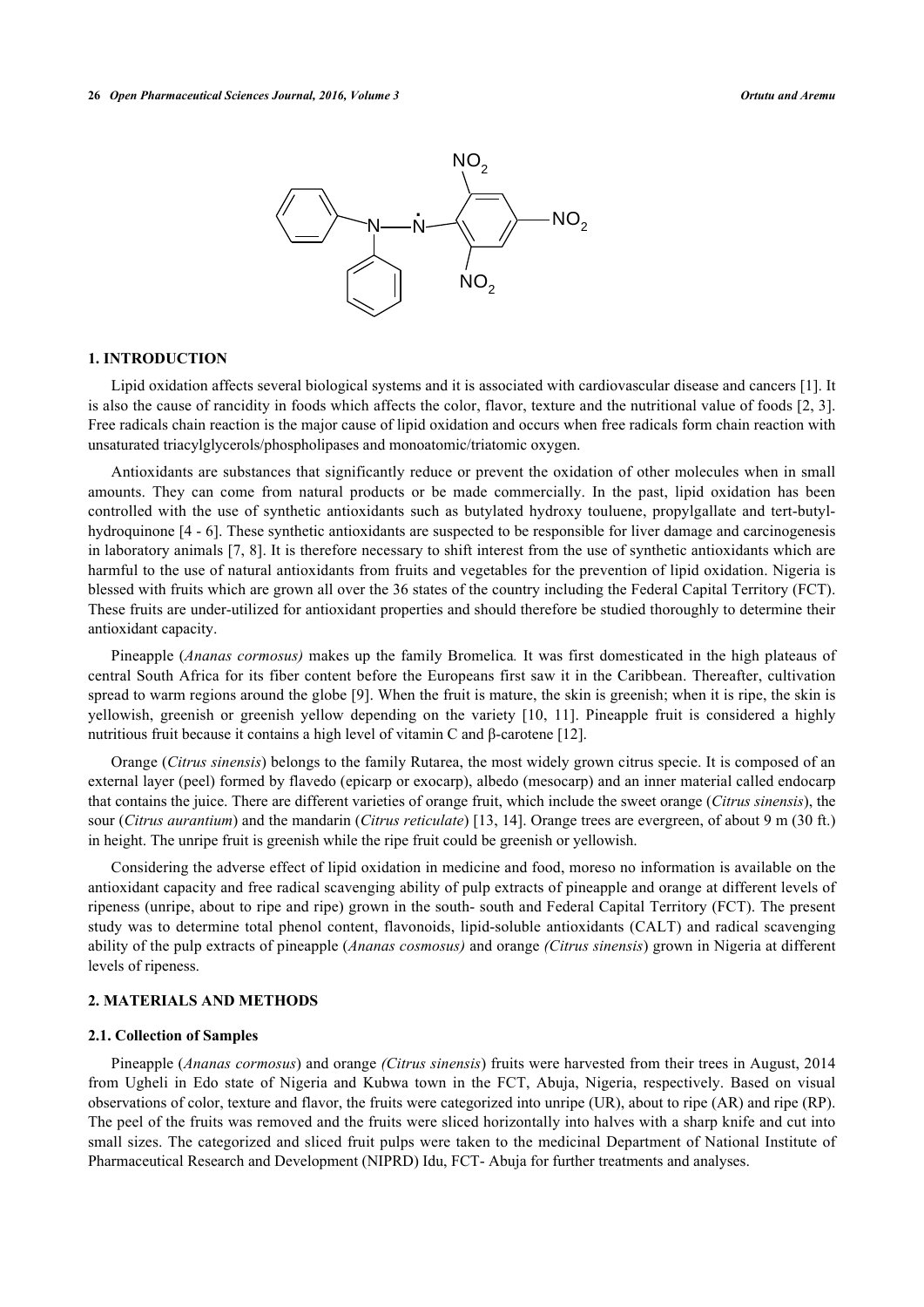## 1. INTRODUCTION

Lipid oxidation affects several biological systems and it is associated with cardiovascular disease and cancers [1]. It is also the cause of rancidity in foods which affects the color, flavor, texture and the nutritional value of foods [2, 3]. Free radicals chain reaction is the major cause of lipid oxidation and occurs when free radicals form chain reaction with unsaturated triacylglycerols/phospholipases and monoatomic/triatomic oxygen.

Antioxidants are substances that significantly reduce or prevent the oxidation of other molecules when in small amounts. They can come from natural products or be made commercially. In the past, lipid oxidation has been controlled with the use of synthetic antioxidants such as butylated hydroxy touluene, propylgallate and tert-butyl-hydroquinone [4 - 6]. These synthetic antioxidants are suspected to be responsible for liver damage and carcinogenesis in laboratory animals [7, 8]. It is therefore necessary to shift interest from the use of synthetic antioxidants which are harmful to the use of natural antioxidants from fruits and vegetables for the prevention of lipid oxidation. Nigeria is blessed with fruits which are grown all over the 36 states of the country including the Federal Capital Territory (FCT). These fruits are under-utilized for antioxidant properties and should therefore be studied thoroughly to determine their antioxidant capacity.

Pineapple (*Ananas cormosus)* makes up the family Bromelica*.* It was first domesticated in the high plateaus of central South Africa for its fiber content before the Europeans first saw it in the Caribbean. Thereafter, cultivation spread to warm regions around the globe [9]. When the fruit is mature, the skin is greenish; when it is ripe, the skin is yellowish, greenish or greenish yellow depending on the variety [10, 11]. Pineapple fruit is considered a highly nutritious fruit because it contains a high level of vitamin C and β-carotene [12].

Orange (*Citrus sinensis*) belongs to the family Rutarea, the most widely grown citrus specie. It is composed of an external layer (peel) formed by flavedo (epicarp or exocarp), albedo (mesocarp) and an inner material called endocarp that contains the juice. There are different varieties of orange fruit, which include the sweet orange (*Citrus sinensis*), the sour (*Citrus aurantium*) and the mandarin (*Citrus reticulate*) [13, 14]. Orange trees are evergreen, of about 9 m (30 ft.) in height. The unripe fruit is greenish while the ripe fruit could be greenish or yellowish.

Considering the adverse effect of lipid oxidation in medicine and food, moreso no information is available on the antioxidant capacity and free radical scavenging ability of pulp extracts of pineapple and orange at different levels of ripeness (unripe, about to ripe and ripe) grown in the south- south and Federal Capital Territory (FCT). The present study was to determine total phenol content, flavonoids, lipid-soluble antioxidants (CALT) and radical scavenging ability of the pulp extracts of pineapple (*Ananas cosmosus)* and orange *(Citrus sinensis*) grown in Nigeria at different levels of ripeness.

## 2. MATERIALS AND METHODS

### 2.1. Collection of Samples

Pineapple (*Ananas cormosus*) and orange *(Citrus sinensis*) fruits were harvested from their trees in August, 2014 from Ugheli in Edo state of Nigeria and Kubwa town in the FCT, Abuja, Nigeria, respectively. Based on visual observations of color, texture and flavor, the fruits were categorized into unripe (UR), about to ripe (AR) and ripe (RP). The peel of the fruits was removed and the fruits were sliced horizontally into halves with a sharp knife and cut into small sizes. The categorized and sliced fruit pulps were taken to the medicinal Department of National Institute of Pharmaceutical Research and Development (NIPRD) Idu, FCT- Abuja for further treatments and analyses.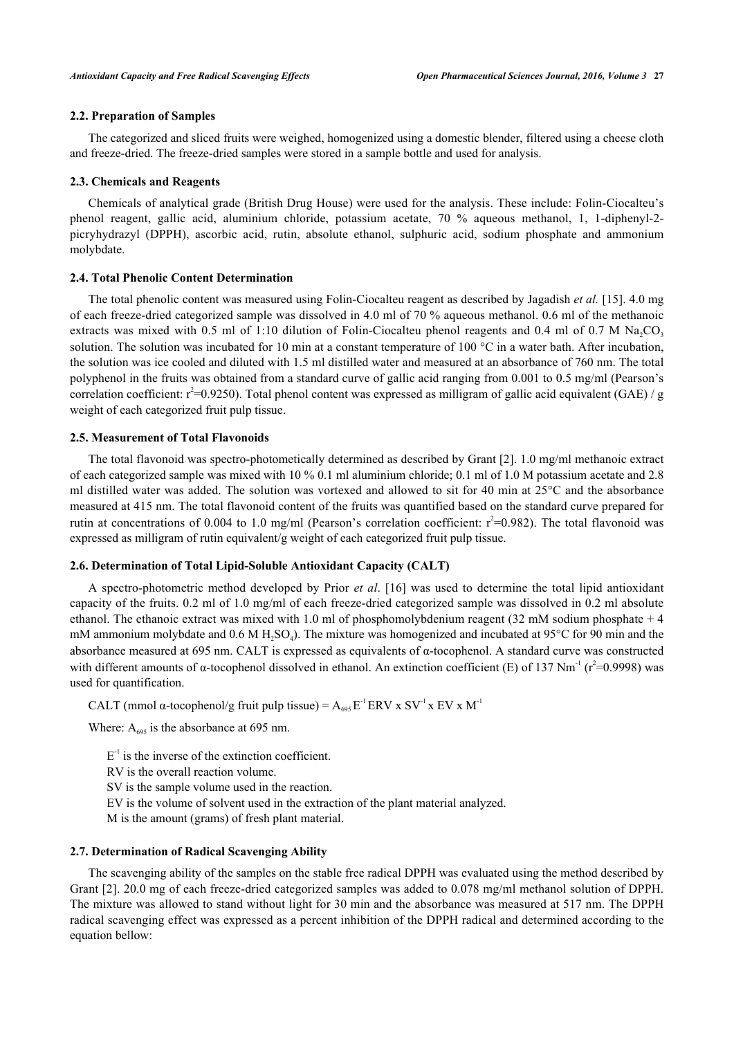### 2.2. Preparation of Samples

The categorized and sliced fruits were weighed, homogenized using a domestic blender, filtered using a cheese cloth and freeze-dried. The freeze-dried samples were stored in a sample bottle and used for analysis.

### 2.3. Chemicals and Reagents

Chemicals of analytical grade (British Drug House) were used for the analysis. These include: Folin-Ciocalteu's phenol reagent, gallic acid, aluminium chloride, potassium acetate, 70 % aqueous methanol, 1, 1-diphenyl-2-picryhydrazyl (DPPH), ascorbic acid, rutin, absolute ethanol, sulphuric acid, sodium phosphate and ammonium molybdate.

### 2.4. Total Phenolic Content Determination

The total phenolic content was measured using Folin-Ciocalteu reagent as described by Jagadish *et al.* [15]. 4.0 mg of each freeze-dried categorized sample was dissolved in 4.0 ml of 70 % aqueous methanol. 0.6 ml of the methanoic extracts was mixed with 0.5 ml of 1:10 dilution of Folin-Ciocalteu phenol reagents and 0.4 ml of 0.7 M $Na_2CO_3$ solution. The solution was incubated for 10 min at a constant temperature of 100 °C in a water bath. After incubation, the solution was ice cooled and diluted with 1.5 ml distilled water and measured at an absorbance of 760 nm. The total polyphenol in the fruits was obtained from a standard curve of gallic acid ranging from 0.001 to 0.5 mg/ml (Pearson's correlation coefficient: $r^2$=0.9250). Total phenol content was expressed as milligram of gallic acid equivalent (GAE) / g weight of each categorized fruit pulp tissue.

### 2.5. Measurement of Total Flavonoids

The total flavonoid was spectro-photometically determined as described by Grant [2]. 1.0 mg/ml methanoic extract of each categorized sample was mixed with 10 % 0.1 ml aluminium chloride; 0.1 ml of 1.0 M potassium acetate and 2.8 ml distilled water was added. The solution was vortexed and allowed to sit for 40 min at 25°C and the absorbance measured at 415 nm. The total flavonoid content of the fruits was quantified based on the standard curve prepared for rutin at concentrations of 0.004 to 1.0 mg/ml (Pearson's correlation coefficient: $r^2$=0.982). The total flavonoid was expressed as milligram of rutin equivalent/g weight of each categorized fruit pulp tissue.

### 2.6. Determination of Total Lipid-Soluble Antioxidant Capacity (CALT)

A spectro-photometric method developed by Prior *et al*. [16] was used to determine the total lipid antioxidant capacity of the fruits. 0.2 ml of 1.0 mg/ml of each freeze-dried categorized sample was dissolved in 0.2 ml absolute ethanol. The ethanoic extract was mixed with 1.0 ml of phosphomolybdenium reagent (32 mM sodium phosphate + 4 mM ammonium molybdate and 0.6 M $H_2SO_4$). The mixture was homogenized and incubated at 95°C for 90 min and the absorbance measured at 695 nm. CALT is expressed as equivalents of α-tocophenol. A standard curve was constructed with different amounts of α-tocophenol dissolved in ethanol. An extinction coefficient (E) of 137 $Nm^{-1}$ ($r^2$=0.9998) was used for quantification.

CALT (mmol α-tocophenol/g fruit pulp tissue) = $A_{695}\,E^{-1}\,ERV \times SV^{-1} \times EV \times M^{-1}$

Where: $A_{695}$ is the absorbance at 695 nm.

$E^{-1}$ is the inverse of the extinction coefficient.
RV is the overall reaction volume.
SV is the sample volume used in the reaction.
EV is the volume of solvent used in the extraction of the plant material analyzed.
M is the amount (grams) of fresh plant material.

### 2.7. Determination of Radical Scavenging Ability

The scavenging ability of the samples on the stable free radical DPPH was evaluated using the method described by Grant [2]. 20.0 mg of each freeze-dried categorized samples was added to 0.078 mg/ml methanol solution of DPPH. The mixture was allowed to stand without light for 30 min and the absorbance was measured at 517 nm. The DPPH radical scavenging effect was expressed as a percent inhibition of the DPPH radical and determined according to the equation bellow: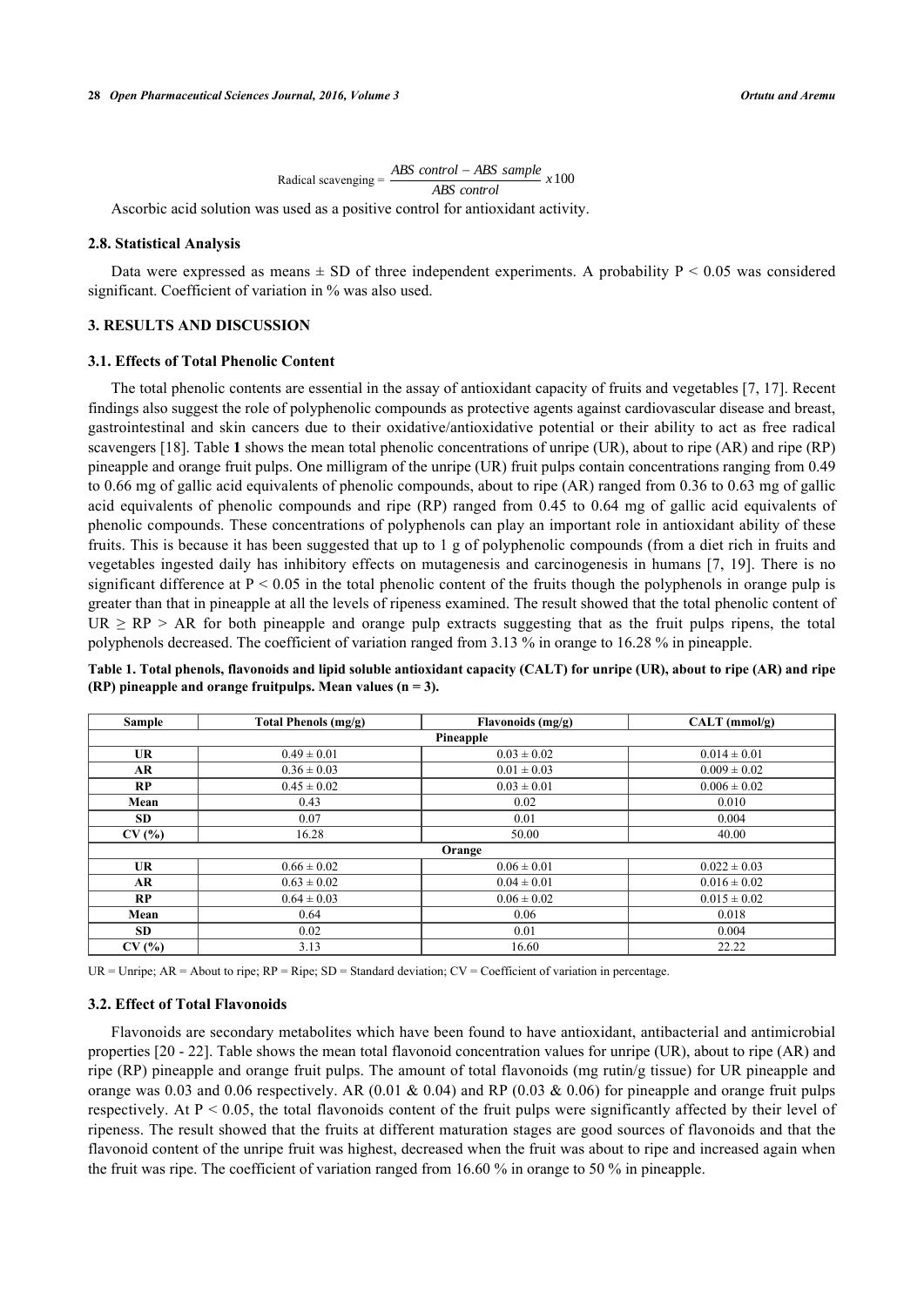$$\text{Radical scavenging} = \frac{ABS\ control - ABS\ sample}{ABS\ control} \times 100$$

Ascorbic acid solution was used as a positive control for antioxidant activity.

### 2.8. Statistical Analysis

Data were expressed as means ± SD of three independent experiments. A probability $P < 0.05$ was considered significant. Coefficient of variation in % was also used.

## 3. RESULTS AND DISCUSSION

### 3.1. Effects of Total Phenolic Content

The total phenolic contents are essential in the assay of antioxidant capacity of fruits and vegetables [7, 17]. Recent findings also suggest the role of polyphenolic compounds as protective agents against cardiovascular disease and breast, gastrointestinal and skin cancers due to their oxidative/antioxidative potential or their ability to act as free radical scavengers [18]. Table **1** shows the mean total phenolic concentrations of unripe (UR), about to ripe (AR) and ripe (RP) pineapple and orange fruit pulps. One milligram of the unripe (UR) fruit pulps contain concentrations ranging from 0.49 to 0.66 mg of gallic acid equivalents of phenolic compounds, about to ripe (AR) ranged from 0.36 to 0.63 mg of gallic acid equivalents of phenolic compounds and ripe (RP) ranged from 0.45 to 0.64 mg of gallic acid equivalents of phenolic compounds. These concentrations of polyphenols can play an important role in antioxidant ability of these fruits. This is because it has been suggested that up to 1 g of polyphenolic compounds (from a diet rich in fruits and vegetables ingested daily has inhibitory effects on mutagenesis and carcinogenesis in humans [7, 19]. There is no significant difference at $P < 0.05$ in the total phenolic content of the fruits though the polyphenols in orange pulp is greater than that in pineapple at all the levels of ripeness examined. The result showed that the total phenolic content of UR ≥ RP > AR for both pineapple and orange pulp extracts suggesting that as the fruit pulps ripens, the total polyphenols decreased. The coefficient of variation ranged from 3.13 % in orange to 16.28 % in pineapple.

**Table 1. Total phenols, flavonoids and lipid soluble antioxidant capacity (CALT) for unripe (UR), about to ripe (AR) and ripe (RP) pineapple and orange fruitpulps. Mean values (n = 3).**

| Sample | Total Phenols (mg/g) | Flavonoids (mg/g) | CALT (mmol/g) |
|---|---|---|---|
| | | **Pineapple** | |
| **UR** | 0.49 ± 0.01 | 0.03 ± 0.02 | 0.014 ± 0.01 |
| **AR** | 0.36 ± 0.03 | 0.01 ± 0.03 | 0.009 ± 0.02 |
| **RP** | 0.45 ± 0.02 | 0.03 ± 0.01 | 0.006 ± 0.02 |
| **Mean** | 0.43 | 0.02 | 0.010 |
| **SD** | 0.07 | 0.01 | 0.004 |
| **CV (%)** | 16.28 | 50.00 | 40.00 |
| | | **Orange** | |
| **UR** | 0.66 ± 0.02 | 0.06 ± 0.01 | 0.022 ± 0.03 |
| **AR** | 0.63 ± 0.02 | 0.04 ± 0.01 | 0.016 ± 0.02 |
| **RP** | 0.64 ± 0.03 | 0.06 ± 0.02 | 0.015 ± 0.02 |
| **Mean** | 0.64 | 0.06 | 0.018 |
| **SD** | 0.02 | 0.01 | 0.004 |
| **CV (%)** | 3.13 | 16.60 | 22.22 |

UR = Unripe; AR = About to ripe; RP = Ripe; SD = Standard deviation; CV = Coefficient of variation in percentage.

### 3.2. Effect of Total Flavonoids

Flavonoids are secondary metabolites which have been found to have antioxidant, antibacterial and antimicrobial properties [20 - 22]. Table shows the mean total flavonoid concentration values for unripe (UR), about to ripe (AR) and ripe (RP) pineapple and orange fruit pulps. The amount of total flavonoids (mg rutin/g tissue) for UR pineapple and orange was 0.03 and 0.06 respectively. AR (0.01 & 0.04) and RP (0.03 & 0.06) for pineapple and orange fruit pulps respectively. At $P < 0.05$, the total flavonoids content of the fruit pulps were significantly affected by their level of ripeness. The result showed that the fruits at different maturation stages are good sources of flavonoids and that the flavonoid content of the unripe fruit was highest, decreased when the fruit was about to ripe and increased again when the fruit was ripe. The coefficient of variation ranged from 16.60 % in orange to 50 % in pineapple.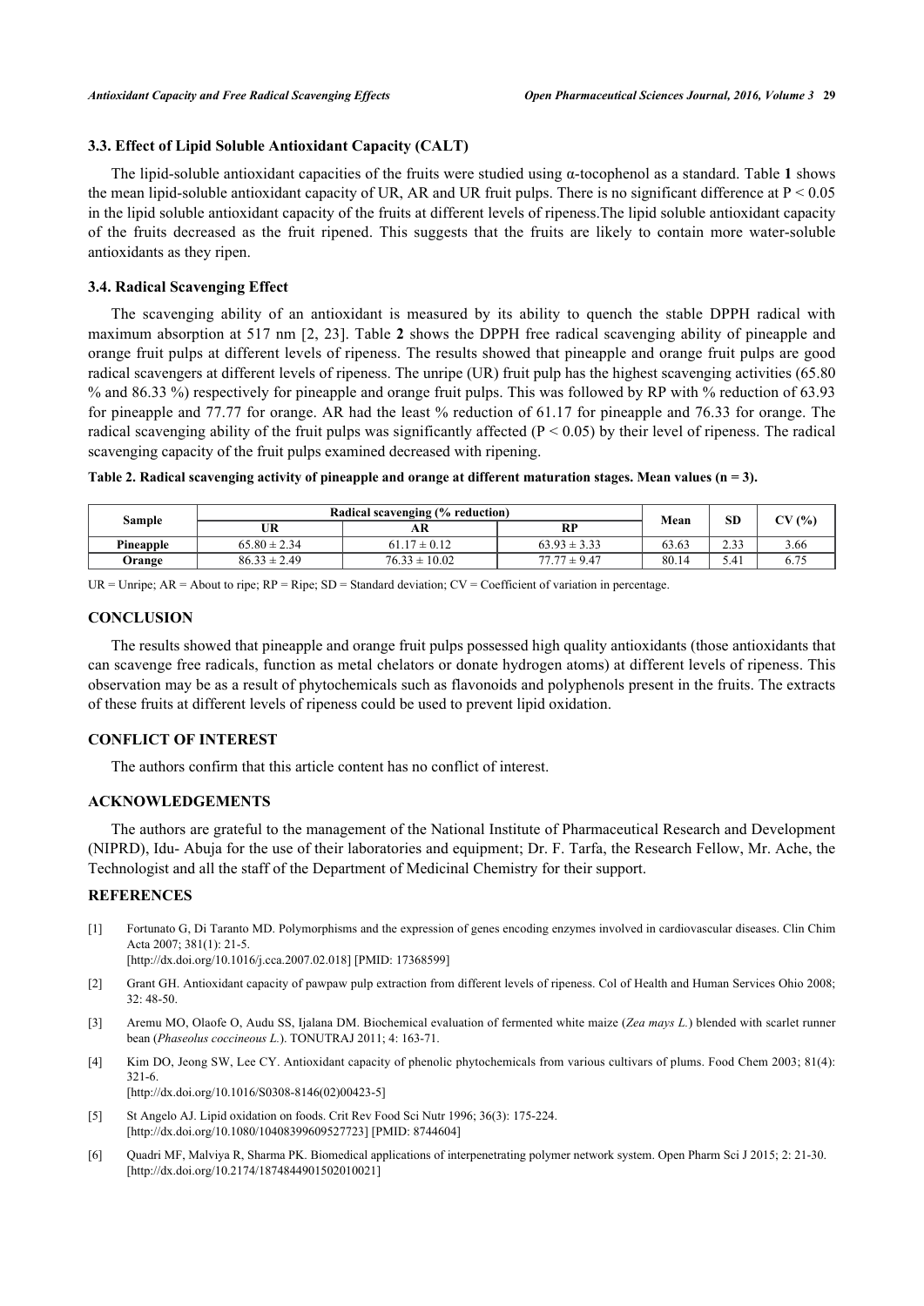### 3.3. Effect of Lipid Soluble Antioxidant Capacity (CALT)

The lipid-soluble antioxidant capacities of the fruits were studied using α-tocophenol as a standard. Table **1** shows the mean lipid-soluble antioxidant capacity of UR, AR and UR fruit pulps. There is no significant difference at $P < 0.05$ in the lipid soluble antioxidant capacity of the fruits at different levels of ripeness.The lipid soluble antioxidant capacity of the fruits decreased as the fruit ripened. This suggests that the fruits are likely to contain more water-soluble antioxidants as they ripen.

### 3.4. Radical Scavenging Effect

The scavenging ability of an antioxidant is measured by its ability to quench the stable DPPH radical with maximum absorption at 517 nm [2, 23]. Table **2** shows the DPPH free radical scavenging ability of pineapple and orange fruit pulps at different levels of ripeness. The results showed that pineapple and orange fruit pulps are good radical scavengers at different levels of ripeness. The unripe (UR) fruit pulp has the highest scavenging activities (65.80 % and 86.33 %) respectively for pineapple and orange fruit pulps. This was followed by RP with % reduction of 63.93 for pineapple and 77.77 for orange. AR had the least % reduction of 61.17 for pineapple and 76.33 for orange. The radical scavenging ability of the fruit pulps was significantly affected ($P < 0.05$) by their level of ripeness. The radical scavenging capacity of the fruit pulps examined decreased with ripening.

**Table 2. Radical scavenging activity of pineapple and orange at different maturation stages. Mean values (n = 3).**

| Sample | Radical scavenging (% reduction) | | | Mean | SD | CV (%) |
|---|---|---|---|---|---|---|
| | UR | AR | RP | | | |
| **Pineapple** | 65.80 ± 2.34 | 61.17 ± 0.12 | 63.93 ± 3.33 | 63.63 | 2.33 | 3.66 |
| **Orange** | 86.33 ± 2.49 | 76.33 ± 10.02 | 77.77 ± 9.47 | 80.14 | 5.41 | 6.75 |

UR = Unripe; AR = About to ripe; RP = Ripe; SD = Standard deviation; CV = Coefficient of variation in percentage.

## CONCLUSION

The results showed that pineapple and orange fruit pulps possessed high quality antioxidants (those antioxidants that can scavenge free radicals, function as metal chelators or donate hydrogen atoms) at different levels of ripeness. This observation may be as a result of phytochemicals such as flavonoids and polyphenols present in the fruits. The extracts of these fruits at different levels of ripeness could be used to prevent lipid oxidation.

## CONFLICT OF INTEREST

The authors confirm that this article content has no conflict of interest.

## ACKNOWLEDGEMENTS

The authors are grateful to the management of the National Institute of Pharmaceutical Research and Development (NIPRD), Idu- Abuja for the use of their laboratories and equipment; Dr. F. Tarfa, the Research Fellow, Mr. Ache, the Technologist and all the staff of the Department of Medicinal Chemistry for their support.

## REFERENCES

[1] Fortunato G, Di Taranto MD. Polymorphisms and the expression of genes encoding enzymes involved in cardiovascular diseases. Clin Chim Acta 2007; 381(1): 21-5.
[http://dx.doi.org/10.1016/j.cca.2007.02.018] [PMID: 17368599]

[2] Grant GH. Antioxidant capacity of pawpaw pulp extraction from different levels of ripeness. Col of Health and Human Services Ohio 2008; 32: 48-50.

[3] Aremu MO, Olaofe O, Audu SS, Ijalana DM. Biochemical evaluation of fermented white maize (*Zea mays L.*) blended with scarlet runner bean (*Phaseolus coccineous L.*). TONUTRAJ 2011; 4: 163-71.

[4] Kim DO, Jeong SW, Lee CY. Antioxidant capacity of phenolic phytochemicals from various cultivars of plums. Food Chem 2003; 81(4): 321-6.
[http://dx.doi.org/10.1016/S0308-8146(02)00423-5]

[5] St Angelo AJ. Lipid oxidation on foods. Crit Rev Food Sci Nutr 1996; 36(3): 175-224.
[http://dx.doi.org/10.1080/10408399609527723] [PMID: 8744604]

[6] Quadri MF, Malviya R, Sharma PK. Biomedical applications of interpenetrating polymer network system. Open Pharm Sci J 2015; 2: 21-30.
[http://dx.doi.org/10.2174/1874844901502010021]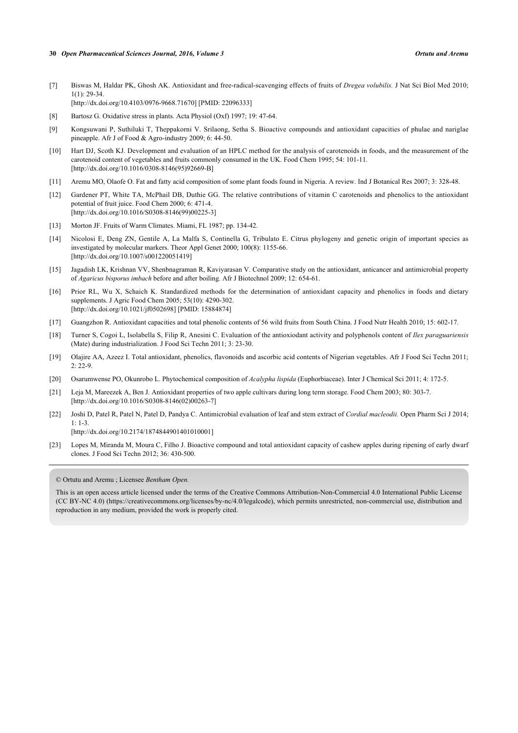[7] Biswas M, Haldar PK, Ghosh AK. Antioxidant and free-radical-scavenging effects of fruits of *Dregea volubilis.* J Nat Sci Biol Med 2010; 1(1): 29-34.
[http://dx.doi.org/10.4103/0976-9668.71670] [PMID: 22096333]

[8] Bartosz G. Oxidative stress in plants. Acta Physiol (Oxf) 1997; 19: 47-64.

[9] Kongsuwani P, Suthiluki T, Theppakorni V. Srilaong, Setha S. Bioactive compounds and antioxidant capacities of phulae and nariglae pineapple. Afr J of Food & Agro-industry 2009; 6: 44-50.

[10] Hart DJ, Scoth KJ. Development and evaluation of an HPLC method for the analysis of carotenoids in foods, and the measurement of the carotenoid content of vegetables and fruits commonly consumed in the UK. Food Chem 1995; 54: 101-11.
[http://dx.doi.org/10.1016/0308-8146(95)92669-B]

[11] Aremu MO, Olaofe O. Fat and fatty acid composition of some plant foods found in Nigeria. A review. Ind J Botanical Res 2007; 3: 328-48.

[12] Gardener PT, White TA, McPhail DB, Duthie GG. The relative contributions of vitamin C carotenoids and phenolics to the antioxidant potential of fruit juice. Food Chem 2000; 6: 471-4.
[http://dx.doi.org/10.1016/S0308-8146(99)00225-3]

[13] Morton JF. Fruits of Warm Climates. Miami, FL 1987; pp. 134-42.

[14] Nicolosi E, Deng ZN, Gentile A, La Malfa S, Continella G, Tribulato E. Citrus phylogeny and genetic origin of important species as investigated by molecular markers. Theor Appl Genet 2000; 100(8): 1155-66.
[http://dx.doi.org/10.1007/s001220051419]

[15] Jagadish LK, Krishnan VV, Shenbnagraman R, Kaviyarasan V. Comparative study on the antioxidant, anticancer and antimicrobial property of *Agaricus bisporus imbach* before and after boiling. Afr J Biotechnol 2009; 12: 654-61.

[16] Prior RL, Wu X, Schaich K. Standardized methods for the determination of antioxidant capacity and phenolics in foods and dietary supplements. J Agric Food Chem 2005; 53(10): 4290-302.
[http://dx.doi.org/10.1021/jf0502698] [PMID: 15884874]

[17] Guangzhon R. Antioxidant capacities and total phenolic contents of 56 wild fruits from South China. J Food Nutr Health 2010; 15: 602-17.

[18] Turner S, Cogoi L, Isolabella S, Filip R, Anesini C. Evaluation of the antioxiodant activity and polyphenols content of *Ilex paraguariensis* (Mate) during industrialization. J Food Sci Techn 2011; 3: 23-30.

[19] Olajire AA, Azeez I. Total antioxidant, phenolics, flavonoids and ascorbic acid contents of Nigerian vegetables. Afr J Food Sci Techn 2011; 2: 22-9.

[20] Osarumwense PO, Okunrobo L. Phytochemical composition of *Acalypha lispida* (Euphorbiaceae). Inter J Chemical Sci 2011; 4: 172-5.

[21] Leja M, Mareezek A, Ben J. Antioxidant properties of two apple cultivars during long term storage. Food Chem 2003; 80: 303-7.
[http://dx.doi.org/10.1016/S0308-8146(02)00263-7]

[22] Joshi D, Patel R, Patel N, Patel D, Pandya C. Antimicrobial evaluation of leaf and stem extract of *Cordial macleodii.* Open Pharm Sci J 2014; 1: 1-3.
[http://dx.doi.org/10.2174/1874844901401010001]

[23] Lopes M, Miranda M, Moura C, Filho J. Bioactive compound and total antioxidant capacity of cashew apples during ripening of early dwarf clones. J Food Sci Techn 2012; 36: 430-500.

---

© Ortutu and Aremu ; Licensee *Bentham Open.*

This is an open access article licensed under the terms of the Creative Commons Attribution-Non-Commercial 4.0 International Public License (CC BY-NC 4.0) (https://creativecommons.org/licenses/by-nc/4.0/legalcode), which permits unrestricted, non-commercial use, distribution and reproduction in any medium, provided the work is properly cited.